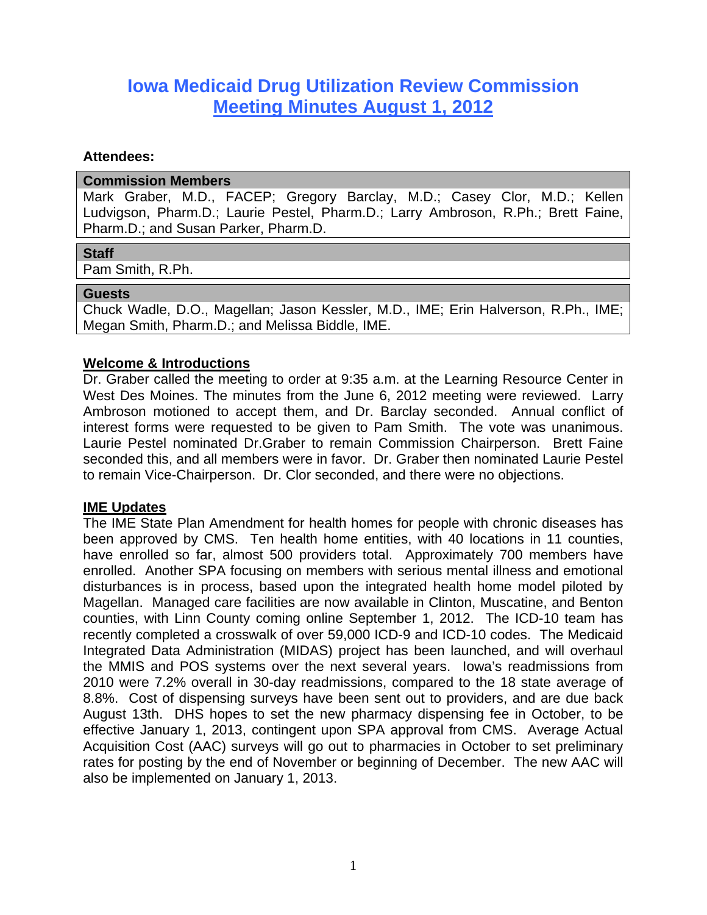# Iowa Medicaid Drug Utilization Review Commission
## Meeting Minutes August 1, 2012

**Attendees:**

| **Commission Members** |
|---|
| Mark Graber, M.D., FACEP; Gregory Barclay, M.D.; Casey Clor, M.D.; Kellen Ludvigson, Pharm.D.; Laurie Pestel, Pharm.D.; Larry Ambroson, R.Ph.; Brett Faine, Pharm.D.; and Susan Parker, Pharm.D. |

| **Staff** |
|---|
| Pam Smith, R.Ph. |

| **Guests** |
|---|
| Chuck Wadle, D.O., Magellan; Jason Kessler, M.D., IME; Erin Halverson, R.Ph., IME; Megan Smith, Pharm.D.; and Melissa Biddle, IME. |

### Welcome & Introductions

Dr. Graber called the meeting to order at 9:35 a.m. at the Learning Resource Center in West Des Moines. The minutes from the June 6, 2012 meeting were reviewed. Larry Ambroson motioned to accept them, and Dr. Barclay seconded. Annual conflict of interest forms were requested to be given to Pam Smith. The vote was unanimous. Laurie Pestel nominated Dr.Graber to remain Commission Chairperson. Brett Faine seconded this, and all members were in favor. Dr. Graber then nominated Laurie Pestel to remain Vice-Chairperson. Dr. Clor seconded, and there were no objections.

### IME Updates

The IME State Plan Amendment for health homes for people with chronic diseases has been approved by CMS. Ten health home entities, with 40 locations in 11 counties, have enrolled so far, almost 500 providers total. Approximately 700 members have enrolled. Another SPA focusing on members with serious mental illness and emotional disturbances is in process, based upon the integrated health home model piloted by Magellan. Managed care facilities are now available in Clinton, Muscatine, and Benton counties, with Linn County coming online September 1, 2012. The ICD-10 team has recently completed a crosswalk of over 59,000 ICD-9 and ICD-10 codes. The Medicaid Integrated Data Administration (MIDAS) project has been launched, and will overhaul the MMIS and POS systems over the next several years. Iowa's readmissions from 2010 were 7.2% overall in 30-day readmissions, compared to the 18 state average of 8.8%. Cost of dispensing surveys have been sent out to providers, and are due back August 13th. DHS hopes to set the new pharmacy dispensing fee in October, to be effective January 1, 2013, contingent upon SPA approval from CMS. Average Actual Acquisition Cost (AAC) surveys will go out to pharmacies in October to set preliminary rates for posting by the end of November or beginning of December. The new AAC will also be implemented on January 1, 2013.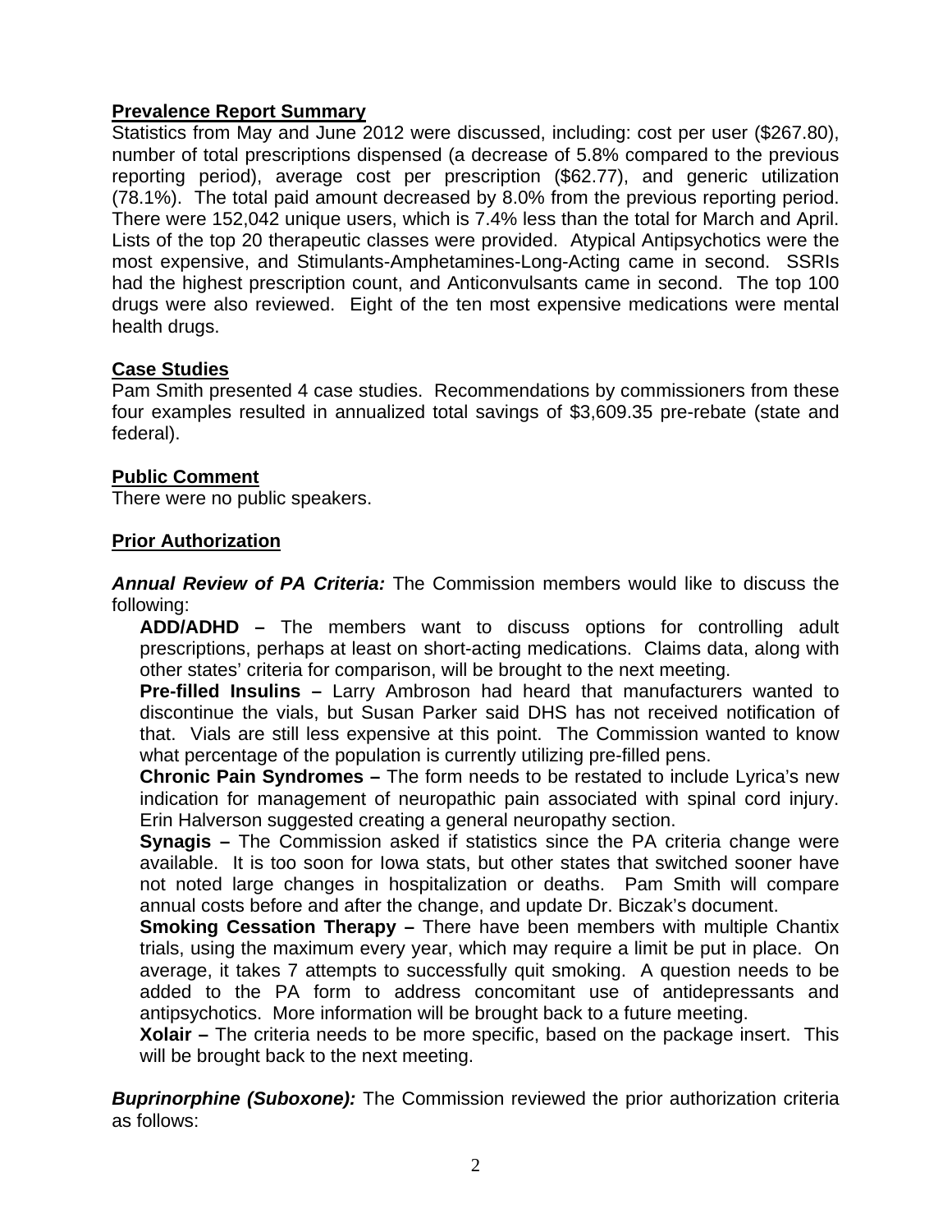**Prevalence Report Summary**

Statistics from May and June 2012 were discussed, including: cost per user ($267.80), number of total prescriptions dispensed (a decrease of 5.8% compared to the previous reporting period), average cost per prescription ($62.77), and generic utilization (78.1%). The total paid amount decreased by 8.0% from the previous reporting period. There were 152,042 unique users, which is 7.4% less than the total for March and April. Lists of the top 20 therapeutic classes were provided. Atypical Antipsychotics were the most expensive, and Stimulants-Amphetamines-Long-Acting came in second. SSRIs had the highest prescription count, and Anticonvulsants came in second. The top 100 drugs were also reviewed. Eight of the ten most expensive medications were mental health drugs.

**Case Studies**

Pam Smith presented 4 case studies. Recommendations by commissioners from these four examples resulted in annualized total savings of $3,609.35 pre-rebate (state and federal).

**Public Comment**

There were no public speakers.

**Prior Authorization**

***Annual Review of PA Criteria:*** The Commission members would like to discuss the following:

**ADD/ADHD –** The members want to discuss options for controlling adult prescriptions, perhaps at least on short-acting medications. Claims data, along with other states' criteria for comparison, will be brought to the next meeting.

**Pre-filled Insulins –** Larry Ambroson had heard that manufacturers wanted to discontinue the vials, but Susan Parker said DHS has not received notification of that. Vials are still less expensive at this point. The Commission wanted to know what percentage of the population is currently utilizing pre-filled pens.

**Chronic Pain Syndromes –** The form needs to be restated to include Lyrica's new indication for management of neuropathic pain associated with spinal cord injury. Erin Halverson suggested creating a general neuropathy section.

**Synagis –** The Commission asked if statistics since the PA criteria change were available. It is too soon for Iowa stats, but other states that switched sooner have not noted large changes in hospitalization or deaths. Pam Smith will compare annual costs before and after the change, and update Dr. Biczak's document.

**Smoking Cessation Therapy –** There have been members with multiple Chantix trials, using the maximum every year, which may require a limit be put in place. On average, it takes 7 attempts to successfully quit smoking. A question needs to be added to the PA form to address concomitant use of antidepressants and antipsychotics. More information will be brought back to a future meeting.

**Xolair –** The criteria needs to be more specific, based on the package insert. This will be brought back to the next meeting.

***Buprinorphine (Suboxone):*** The Commission reviewed the prior authorization criteria as follows: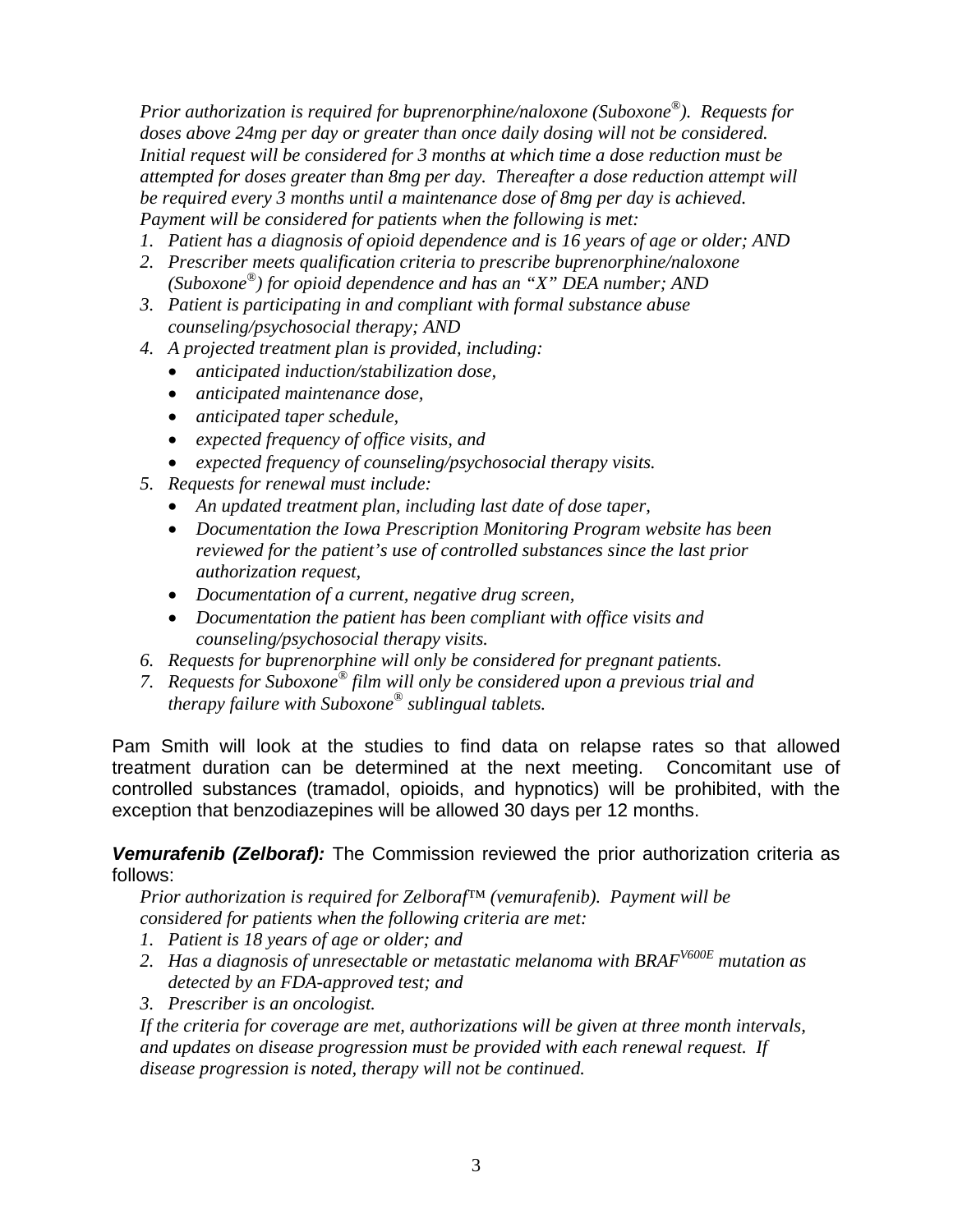*Prior authorization is required for buprenorphine/naloxone (Suboxone®). Requests for doses above 24mg per day or greater than once daily dosing will not be considered. Initial request will be considered for 3 months at which time a dose reduction must be attempted for doses greater than 8mg per day. Thereafter a dose reduction attempt will be required every 3 months until a maintenance dose of 8mg per day is achieved. Payment will be considered for patients when the following is met:*

1. *Patient has a diagnosis of opioid dependence and is 16 years of age or older; AND*
2. *Prescriber meets qualification criteria to prescribe buprenorphine/naloxone (Suboxone®) for opioid dependence and has an "X" DEA number; AND*
3. *Patient is participating in and compliant with formal substance abuse counseling/psychosocial therapy; AND*
4. *A projected treatment plan is provided, including:*
   - *anticipated induction/stabilization dose,*
   - *anticipated maintenance dose,*
   - *anticipated taper schedule,*
   - *expected frequency of office visits, and*
   - *expected frequency of counseling/psychosocial therapy visits.*
5. *Requests for renewal must include:*
   - *An updated treatment plan, including last date of dose taper,*
   - *Documentation the Iowa Prescription Monitoring Program website has been reviewed for the patient's use of controlled substances since the last prior authorization request,*
   - *Documentation of a current, negative drug screen,*
   - *Documentation the patient has been compliant with office visits and counseling/psychosocial therapy visits.*
6. *Requests for buprenorphine will only be considered for pregnant patients.*
7. *Requests for Suboxone® film will only be considered upon a previous trial and therapy failure with Suboxone® sublingual tablets.*

Pam Smith will look at the studies to find data on relapse rates so that allowed treatment duration can be determined at the next meeting. Concomitant use of controlled substances (tramadol, opioids, and hypnotics) will be prohibited, with the exception that benzodiazepines will be allowed 30 days per 12 months.

***Vemurafenib (Zelboraf):*** The Commission reviewed the prior authorization criteria as follows:

*Prior authorization is required for Zelboraf™ (vemurafenib). Payment will be considered for patients when the following criteria are met:*

1. *Patient is 18 years of age or older; and*
2. *Has a diagnosis of unresectable or metastatic melanoma with $BRAF^{V600E}$ mutation as detected by an FDA-approved test; and*
3. *Prescriber is an oncologist.*

*If the criteria for coverage are met, authorizations will be given at three month intervals, and updates on disease progression must be provided with each renewal request. If disease progression is noted, therapy will not be continued.*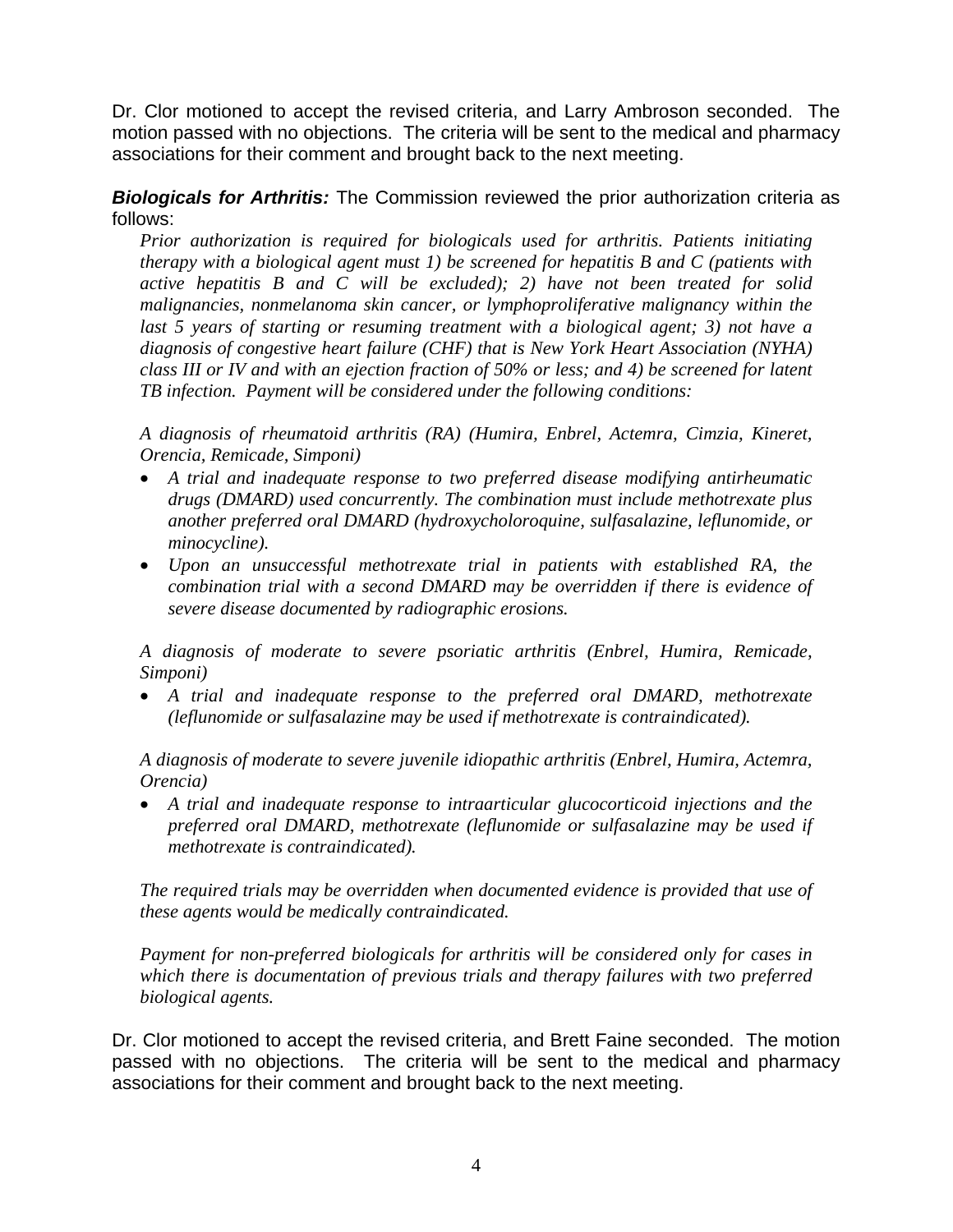Dr. Clor motioned to accept the revised criteria, and Larry Ambroson seconded. The motion passed with no objections. The criteria will be sent to the medical and pharmacy associations for their comment and brought back to the next meeting.

***Biologicals for Arthritis:*** The Commission reviewed the prior authorization criteria as follows:

> *Prior authorization is required for biologicals used for arthritis. Patients initiating therapy with a biological agent must 1) be screened for hepatitis B and C (patients with active hepatitis B and C will be excluded); 2) have not been treated for solid malignancies, nonmelanoma skin cancer, or lymphoproliferative malignancy within the last 5 years of starting or resuming treatment with a biological agent; 3) not have a diagnosis of congestive heart failure (CHF) that is New York Heart Association (NYHA) class III or IV and with an ejection fraction of 50% or less; and 4) be screened for latent TB infection. Payment will be considered under the following conditions:*
>
> *A diagnosis of rheumatoid arthritis (RA) (Humira, Enbrel, Actemra, Cimzia, Kineret, Orencia, Remicade, Simponi)*
>
> - *A trial and inadequate response to two preferred disease modifying antirheumatic drugs (DMARD) used concurrently. The combination must include methotrexate plus another preferred oral DMARD (hydroxycholoroquine, sulfasalazine, leflunomide, or minocycline).*
> - *Upon an unsuccessful methotrexate trial in patients with established RA, the combination trial with a second DMARD may be overridden if there is evidence of severe disease documented by radiographic erosions.*
>
> *A diagnosis of moderate to severe psoriatic arthritis (Enbrel, Humira, Remicade, Simponi)*
>
> - *A trial and inadequate response to the preferred oral DMARD, methotrexate (leflunomide or sulfasalazine may be used if methotrexate is contraindicated).*
>
> *A diagnosis of moderate to severe juvenile idiopathic arthritis (Enbrel, Humira, Actemra, Orencia)*
>
> - *A trial and inadequate response to intraarticular glucocorticoid injections and the preferred oral DMARD, methotrexate (leflunomide or sulfasalazine may be used if methotrexate is contraindicated).*
>
> *The required trials may be overridden when documented evidence is provided that use of these agents would be medically contraindicated.*
>
> *Payment for non-preferred biologicals for arthritis will be considered only for cases in which there is documentation of previous trials and therapy failures with two preferred biological agents.*

Dr. Clor motioned to accept the revised criteria, and Brett Faine seconded. The motion passed with no objections. The criteria will be sent to the medical and pharmacy associations for their comment and brought back to the next meeting.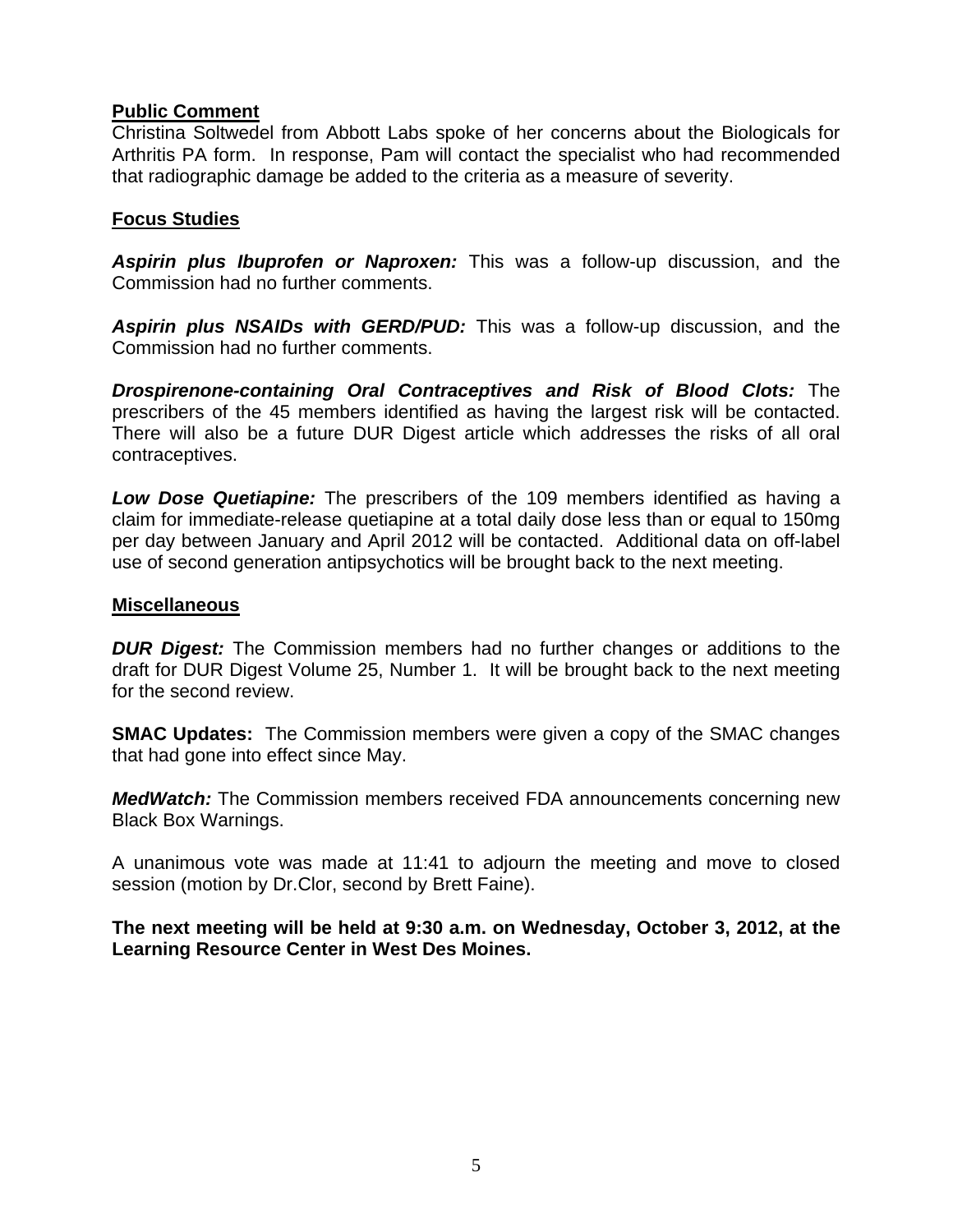**<u>Public Comment</u>**

Christina Soltwedel from Abbott Labs spoke of her concerns about the Biologicals for Arthritis PA form. In response, Pam will contact the specialist who had recommended that radiographic damage be added to the criteria as a measure of severity.

**<u>Focus Studies</u>**

***Aspirin plus Ibuprofen or Naproxen:*** This was a follow-up discussion, and the Commission had no further comments.

***Aspirin plus NSAIDs with GERD/PUD:*** This was a follow-up discussion, and the Commission had no further comments.

***Drospirenone-containing Oral Contraceptives and Risk of Blood Clots:*** The prescribers of the 45 members identified as having the largest risk will be contacted. There will also be a future DUR Digest article which addresses the risks of all oral contraceptives.

***Low Dose Quetiapine:*** The prescribers of the 109 members identified as having a claim for immediate-release quetiapine at a total daily dose less than or equal to 150mg per day between January and April 2012 will be contacted. Additional data on off-label use of second generation antipsychotics will be brought back to the next meeting.

**<u>Miscellaneous</u>**

***DUR Digest:*** The Commission members had no further changes or additions to the draft for DUR Digest Volume 25, Number 1. It will be brought back to the next meeting for the second review.

**SMAC Updates:** The Commission members were given a copy of the SMAC changes that had gone into effect since May.

***MedWatch:*** The Commission members received FDA announcements concerning new Black Box Warnings.

A unanimous vote was made at 11:41 to adjourn the meeting and move to closed session (motion by Dr.Clor, second by Brett Faine).

**The next meeting will be held at 9:30 a.m. on Wednesday, October 3, 2012, at the Learning Resource Center in West Des Moines.**